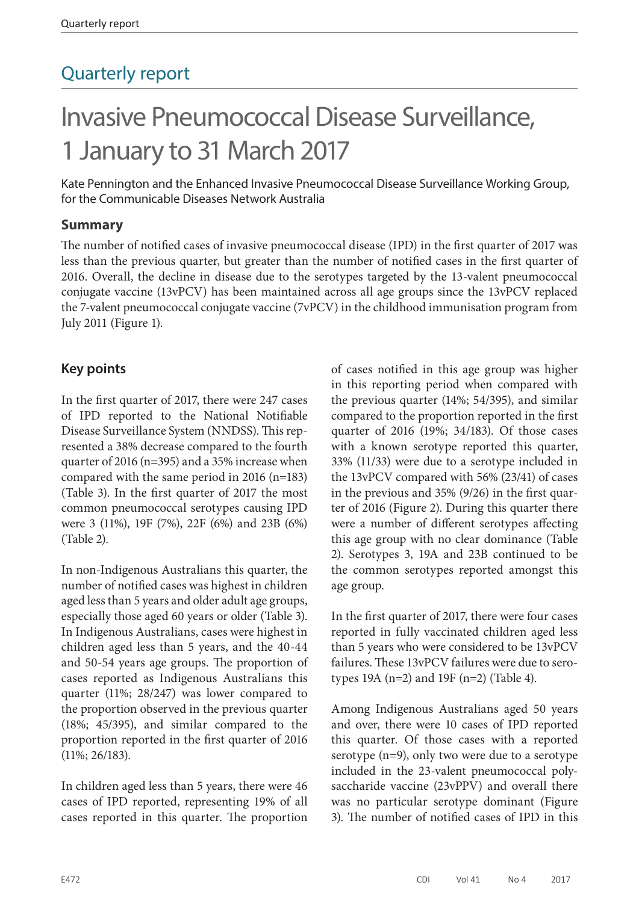# Quarterly report

# Invasive Pneumococcal Disease Surveillance, 1 January to 31 March 2017

Kate Pennington and the Enhanced Invasive Pneumococcal Disease Surveillance Working Group, for the Communicable Diseases Network Australia

## Summary

The number of notified cases of invasive pneumococcal disease (IPD) in the first quarter of 2017 was less than the previous quarter, but greater than the number of notified cases in the first quarter of 2016. Overall, the decline in disease due to the serotypes targeted by the 13-valent pneumococcal conjugate vaccine (13vPCV) has been maintained across all age groups since the 13vPCV replaced the 7-valent pneumococcal conjugate vaccine (7vPCV) in the childhood immunisation program from July 2011 (Figure 1).

## Key points

In the first quarter of 2017, there were 247 cases of IPD reported to the National Notifiable Disease Surveillance System (NNDSS). This represented a 38% decrease compared to the fourth quarter of 2016 (n=395) and a 35% increase when compared with the same period in 2016 (n=183) (Table 3). In the first quarter of 2017 the most common pneumococcal serotypes causing IPD were 3 (11%), 19F (7%), 22F (6%) and 23B (6%) (Table 2).

In non-Indigenous Australians this quarter, the number of notified cases was highest in children aged less than 5 years and older adult age groups, especially those aged 60 years or older (Table 3). In Indigenous Australians, cases were highest in children aged less than 5 years, and the 40-44 and 50-54 years age groups. The proportion of cases reported as Indigenous Australians this quarter (11%; 28/247) was lower compared to the proportion observed in the previous quarter (18%; 45/395), and similar compared to the proportion reported in the first quarter of 2016 (11%; 26/183).

In children aged less than 5 years, there were 46 cases of IPD reported, representing 19% of all cases reported in this quarter. The proportion of cases notified in this age group was higher in this reporting period when compared with the previous quarter (14%; 54/395), and similar compared to the proportion reported in the first quarter of 2016 (19%; 34/183). Of those cases with a known serotype reported this quarter, 33% (11/33) were due to a serotype included in the 13vPCV compared with 56% (23/41) of cases in the previous and 35% (9/26) in the first quarter of 2016 (Figure 2). During this quarter there were a number of different serotypes affecting this age group with no clear dominance (Table 2). Serotypes 3, 19A and 23B continued to be the common serotypes reported amongst this age group.

In the first quarter of 2017, there were four cases reported in fully vaccinated children aged less than 5 years who were considered to be 13vPCV failures. These 13vPCV failures were due to serotypes 19A (n=2) and 19F (n=2) (Table 4).

Among Indigenous Australians aged 50 years and over, there were 10 cases of IPD reported this quarter. Of those cases with a reported serotype (n=9), only two were due to a serotype included in the 23-valent pneumococcal polysaccharide vaccine (23vPPV) and overall there was no particular serotype dominant (Figure 3). The number of notified cases of IPD in this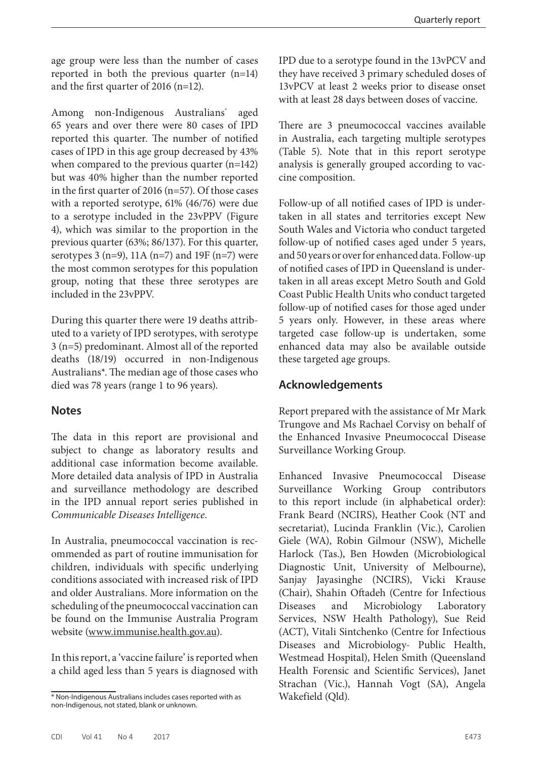age group were less than the number of cases reported in both the previous quarter (n=14) and the first quarter of 2016 (n=12).

Among non-Indigenous Australians* aged 65 years and over there were 80 cases of IPD reported this quarter. The number of notified cases of IPD in this age group decreased by 43% when compared to the previous quarter (n=142) but was 40% higher than the number reported in the first quarter of 2016 (n=57). Of those cases with a reported serotype, 61% (46/76) were due to a serotype included in the 23vPPV (Figure 4), which was similar to the proportion in the previous quarter (63%; 86/137). For this quarter, serotypes 3 (n=9), 11A (n=7) and 19F (n=7) were the most common serotypes for this population group, noting that these three serotypes are included in the 23vPPV.

During this quarter there were 19 deaths attributed to a variety of IPD serotypes, with serotype 3 (n=5) predominant. Almost all of the reported deaths (18/19) occurred in non-Indigenous Australians*. The median age of those cases who died was 78 years (range 1 to 96 years).

## Notes

The data in this report are provisional and subject to change as laboratory results and additional case information become available. More detailed data analysis of IPD in Australia and surveillance methodology are described in the IPD annual report series published in *Communicable Diseases Intelligence*.

In Australia, pneumococcal vaccination is recommended as part of routine immunisation for children, individuals with specific underlying conditions associated with increased risk of IPD and older Australians. More information on the scheduling of the pneumococcal vaccination can be found on the Immunise Australia Program website (www.immunise.health.gov.au).

In this report, a 'vaccine failure' is reported when a child aged less than 5 years is diagnosed with IPD due to a serotype found in the 13vPCV and they have received 3 primary scheduled doses of 13vPCV at least 2 weeks prior to disease onset with at least 28 days between doses of vaccine.

There are 3 pneumococcal vaccines available in Australia, each targeting multiple serotypes (Table 5). Note that in this report serotype analysis is generally grouped according to vaccine composition.

Follow-up of all notified cases of IPD is undertaken in all states and territories except New South Wales and Victoria who conduct targeted follow-up of notified cases aged under 5 years, and 50 years or over for enhanced data. Follow-up of notified cases of IPD in Queensland is undertaken in all areas except Metro South and Gold Coast Public Health Units who conduct targeted follow-up of notified cases for those aged under 5 years only. However, in these areas where targeted case follow-up is undertaken, some enhanced data may also be available outside these targeted age groups.

## Acknowledgements

Report prepared with the assistance of Mr Mark Trungove and Ms Rachael Corvisy on behalf of the Enhanced Invasive Pneumococcal Disease Surveillance Working Group.

Enhanced Invasive Pneumococcal Disease Surveillance Working Group contributors to this report include (in alphabetical order): Frank Beard (NCIRS), Heather Cook (NT and secretariat), Lucinda Franklin (Vic.), Carolien Giele (WA), Robin Gilmour (NSW), Michelle Harlock (Tas.), Ben Howden (Microbiological Diagnostic Unit, University of Melbourne), Sanjay Jayasinghe (NCIRS), Vicki Krause (Chair), Shahin Oftadeh (Centre for Infectious Diseases and Microbiology Laboratory Services, NSW Health Pathology), Sue Reid (ACT), Vitali Sintchenko (Centre for Infectious Diseases and Microbiology- Public Health, Westmead Hospital), Helen Smith (Queensland Health Forensic and Scientific Services), Janet Strachan (Vic.), Hannah Vogt (SA), Angela Wakefield (Qld).

* Non-Indigenous Australians includes cases reported with as non-Indigenous, not stated, blank or unknown.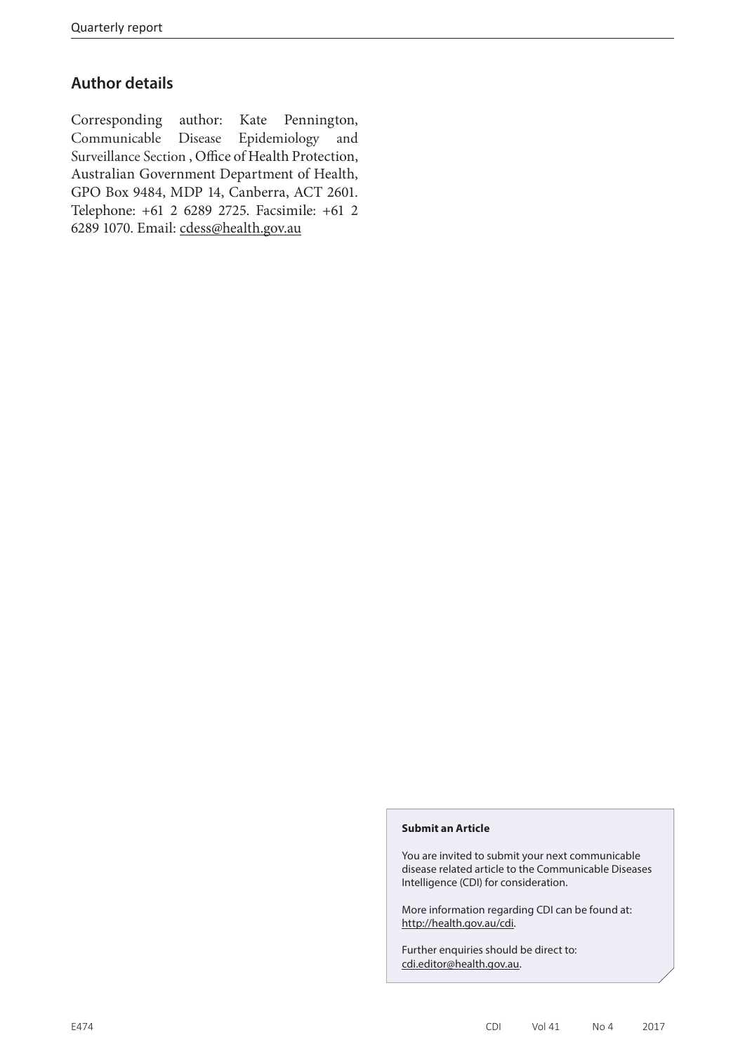## Author details

Corresponding author: Kate Pennington, Communicable Disease Epidemiology and Surveillance Section , Office of Health Protection, Australian Government Department of Health, GPO Box 9484, MDP 14, Canberra, ACT 2601. Telephone: +61 2 6289 2725. Facsimile: +61 2 6289 1070. Email: cdess@health.gov.au

**Submit an Article**

You are invited to submit your next communicable disease related article to the Communicable Diseases Intelligence (CDI) for consideration.

More information regarding CDI can be found at: http://health.gov.au/cdi.

Further enquiries should be direct to: cdi.editor@health.gov.au.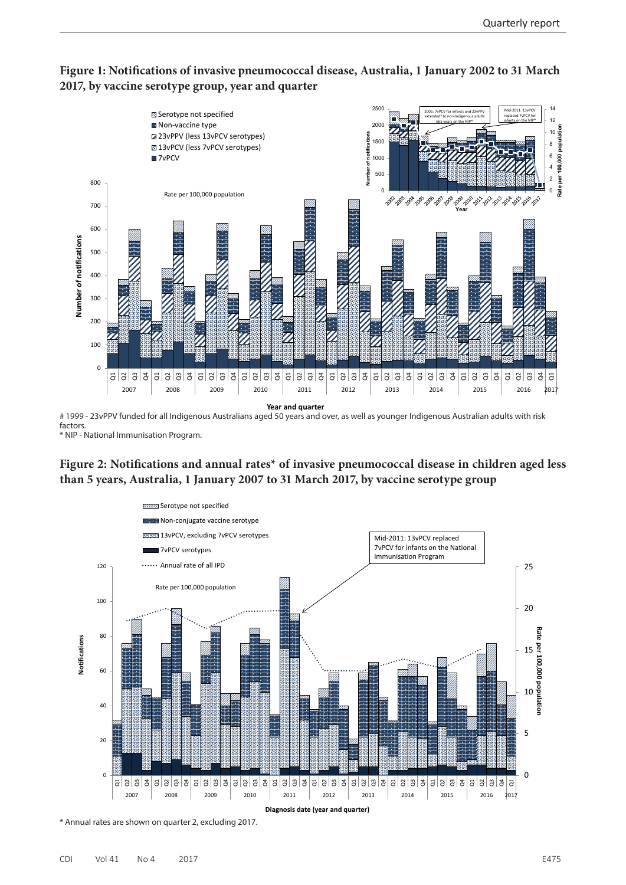**Figure 1: Notifications of invasive pneumococcal disease, Australia, 1 January 2002 to 31 March 2017, by vaccine serotype group, year and quarter**

# 1999 - 23vPPV funded for all Indigenous Australians aged 50 years and over, as well as younger Indigenous Australian adults with risk factors.

* NIP - National Immunisation Program.

**Figure 2: Notifications and annual rates* of invasive pneumococcal disease in children aged less than 5 years, Australia, 1 January 2007 to 31 March 2017, by vaccine serotype group**

* Annual rates are shown on quarter 2, excluding 2017.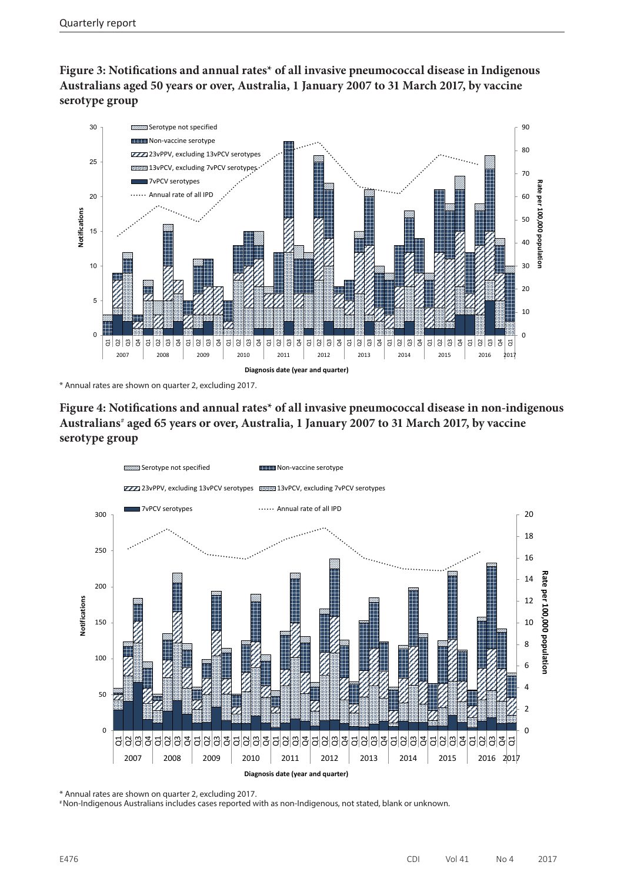**Figure 3: Notifications and annual rates* of all invasive pneumococcal disease in Indigenous Australians aged 50 years or over, Australia, 1 January 2007 to 31 March 2017, by vaccine serotype group**

\* Annual rates are shown on quarter 2, excluding 2017.

**Figure 4: Notifications and annual rates* of all invasive pneumococcal disease in non-indigenous Australians# aged 65 years or over, Australia, 1 January 2007 to 31 March 2017, by vaccine serotype group**

\* Annual rates are shown on quarter 2, excluding 2017.

# Non-Indigenous Australians includes cases reported with as non-Indigenous, not stated, blank or unknown.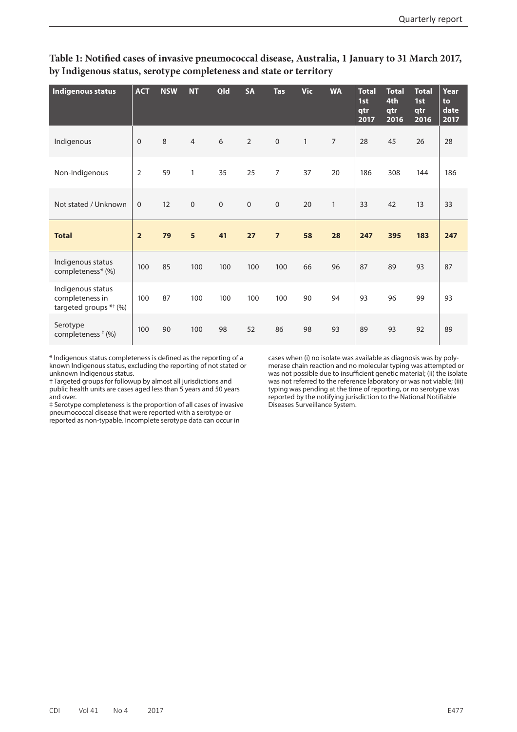**Table 1: Notified cases of invasive pneumococcal disease, Australia, 1 January to 31 March 2017, by Indigenous status, serotype completeness and state or territory**

| Indigenous status | ACT | NSW | NT | Qld | SA | Tas | Vic | WA | Total 1st qtr 2017 | Total 4th qtr 2016 | Total 1st qtr 2016 | Year to date 2017 |
|---|---|---|---|---|---|---|---|---|---|---|---|---|
| Indigenous | 0 | 8 | 4 | 6 | 2 | 0 | 1 | 7 | 28 | 45 | 26 | 28 |
| Non-Indigenous | 2 | 59 | 1 | 35 | 25 | 7 | 37 | 20 | 186 | 308 | 144 | 186 |
| Not stated / Unknown | 0 | 12 | 0 | 0 | 0 | 0 | 20 | 1 | 33 | 42 | 13 | 33 |
| **Total** | **2** | **79** | **5** | **41** | **27** | **7** | **58** | **28** | **247** | **395** | **183** | **247** |
| Indigenous status completeness* (%) | 100 | 85 | 100 | 100 | 100 | 100 | 66 | 96 | 87 | 89 | 93 | 87 |
| Indigenous status completeness in targeted groups *† (%) | 100 | 87 | 100 | 100 | 100 | 100 | 90 | 94 | 93 | 96 | 99 | 93 |
| Serotype completeness ‡ (%) | 100 | 90 | 100 | 98 | 52 | 86 | 98 | 93 | 89 | 93 | 92 | 89 |

\* Indigenous status completeness is defined as the reporting of a known Indigenous status, excluding the reporting of not stated or unknown Indigenous status.

† Targeted groups for followup by almost all jurisdictions and public health units are cases aged less than 5 years and 50 years and over.

‡ Serotype completeness is the proportion of all cases of invasive pneumococcal disease that were reported with a serotype or reported as non-typable. Incomplete serotype data can occur in cases when (i) no isolate was available as diagnosis was by polymerase chain reaction and no molecular typing was attempted or was not possible due to insufficient genetic material; (ii) the isolate was not referred to the reference laboratory or was not viable; (iii) typing was pending at the time of reporting, or no serotype was reported by the notifying jurisdiction to the National Notifiable Diseases Surveillance System.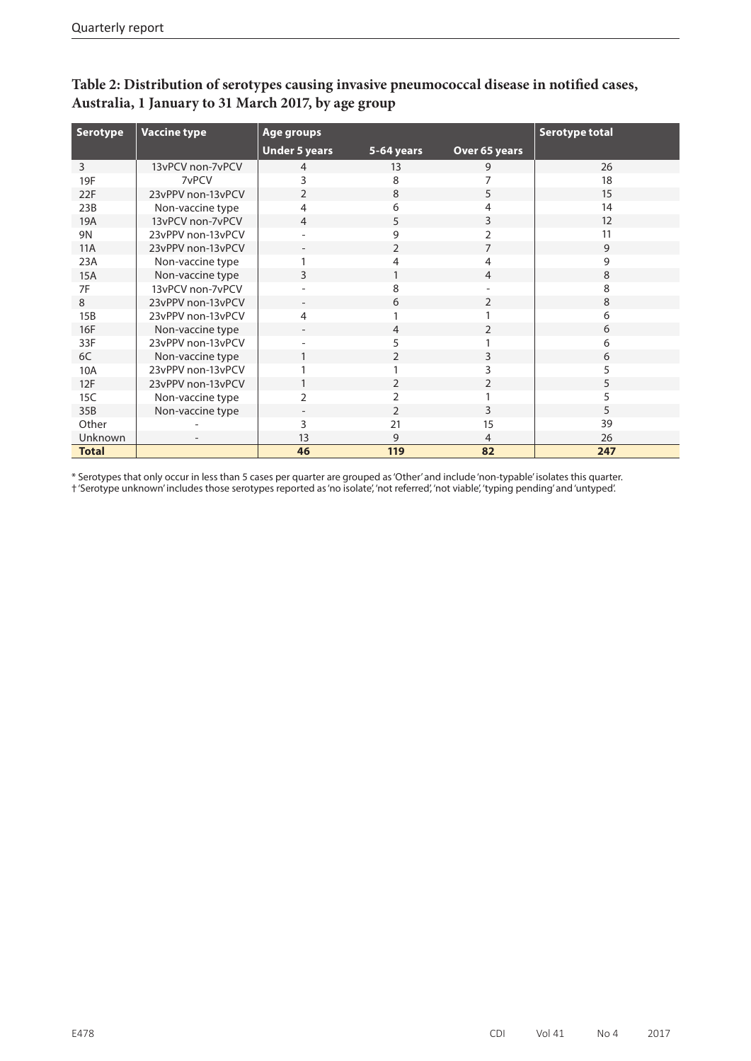**Table 2: Distribution of serotypes causing invasive pneumococcal disease in notified cases, Australia, 1 January to 31 March 2017, by age group**

| Serotype | Vaccine type | Age groups | | | Serotype total |
|---|---|---|---|---|---|
| | | Under 5 years | 5-64 years | Over 65 years | |
| 3 | 13vPCV non-7vPCV | 4 | 13 | 9 | 26 |
| 19F | 7vPCV | 3 | 8 | 7 | 18 |
| 22F | 23vPPV non-13vPCV | 2 | 8 | 5 | 15 |
| 23B | Non-vaccine type | 4 | 6 | 4 | 14 |
| 19A | 13vPCV non-7vPCV | 4 | 5 | 3 | 12 |
| 9N | 23vPPV non-13vPCV | - | 9 | 2 | 11 |
| 11A | 23vPPV non-13vPCV | - | 2 | 7 | 9 |
| 23A | Non-vaccine type | 1 | 4 | 4 | 9 |
| 15A | Non-vaccine type | 3 | 1 | 4 | 8 |
| 7F | 13vPCV non-7vPCV | - | 8 | - | 8 |
| 8 | 23vPPV non-13vPCV | - | 6 | 2 | 8 |
| 15B | 23vPPV non-13vPCV | 4 | 1 | 1 | 6 |
| 16F | Non-vaccine type | - | 4 | 2 | 6 |
| 33F | 23vPPV non-13vPCV | - | 5 | 1 | 6 |
| 6C | Non-vaccine type | 1 | 2 | 3 | 6 |
| 10A | 23vPPV non-13vPCV | 1 | 1 | 3 | 5 |
| 12F | 23vPPV non-13vPCV | 1 | 2 | 2 | 5 |
| 15C | Non-vaccine type | 2 | 2 | 1 | 5 |
| 35B | Non-vaccine type | - | 2 | 3 | 5 |
| Other | - | 3 | 21 | 15 | 39 |
| Unknown | - | 13 | 9 | 4 | 26 |
| **Total** | | **46** | **119** | **82** | **247** |

* Serotypes that only occur in less than 5 cases per quarter are grouped as 'Other' and include 'non-typable' isolates this quarter.

† 'Serotype unknown' includes those serotypes reported as 'no isolate', 'not referred', 'not viable', 'typing pending' and 'untyped'.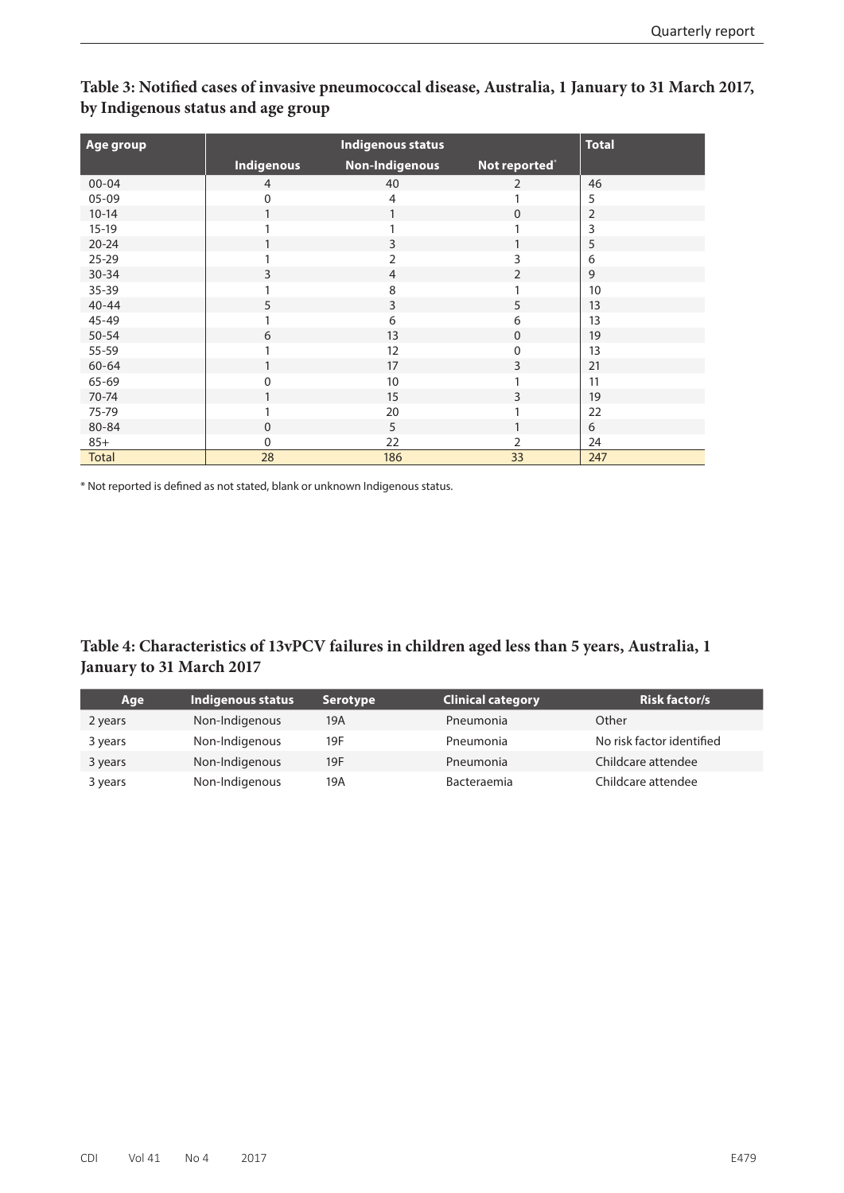**Table 3: Notified cases of invasive pneumococcal disease, Australia, 1 January to 31 March 2017, by Indigenous status and age group**

| Age group | Indigenous status | | | Total |
|---|---|---|---|---|
| | Indigenous | Non-Indigenous | Not reported* | |
| 00-04 | 4 | 40 | 2 | 46 |
| 05-09 | 0 | 4 | 1 | 5 |
| 10-14 | 1 | 1 | 0 | 2 |
| 15-19 | 1 | 1 | 1 | 3 |
| 20-24 | 1 | 3 | 1 | 5 |
| 25-29 | 1 | 2 | 3 | 6 |
| 30-34 | 3 | 4 | 2 | 9 |
| 35-39 | 1 | 8 | 1 | 10 |
| 40-44 | 5 | 3 | 5 | 13 |
| 45-49 | 1 | 6 | 6 | 13 |
| 50-54 | 6 | 13 | 0 | 19 |
| 55-59 | 1 | 12 | 0 | 13 |
| 60-64 | 1 | 17 | 3 | 21 |
| 65-69 | 0 | 10 | 1 | 11 |
| 70-74 | 1 | 15 | 3 | 19 |
| 75-79 | 1 | 20 | 1 | 22 |
| 80-84 | 0 | 5 | 1 | 6 |
| 85+ | 0 | 22 | 2 | 24 |
| Total | 28 | 186 | 33 | 247 |

* Not reported is defined as not stated, blank or unknown Indigenous status.

**Table 4: Characteristics of 13vPCV failures in children aged less than 5 years, Australia, 1 January to 31 March 2017**

| Age | Indigenous status | Serotype | Clinical category | Risk factor/s |
|---|---|---|---|---|
| 2 years | Non-Indigenous | 19A | Pneumonia | Other |
| 3 years | Non-Indigenous | 19F | Pneumonia | No risk factor identified |
| 3 years | Non-Indigenous | 19F | Pneumonia | Childcare attendee |
| 3 years | Non-Indigenous | 19A | Bacteraemia | Childcare attendee |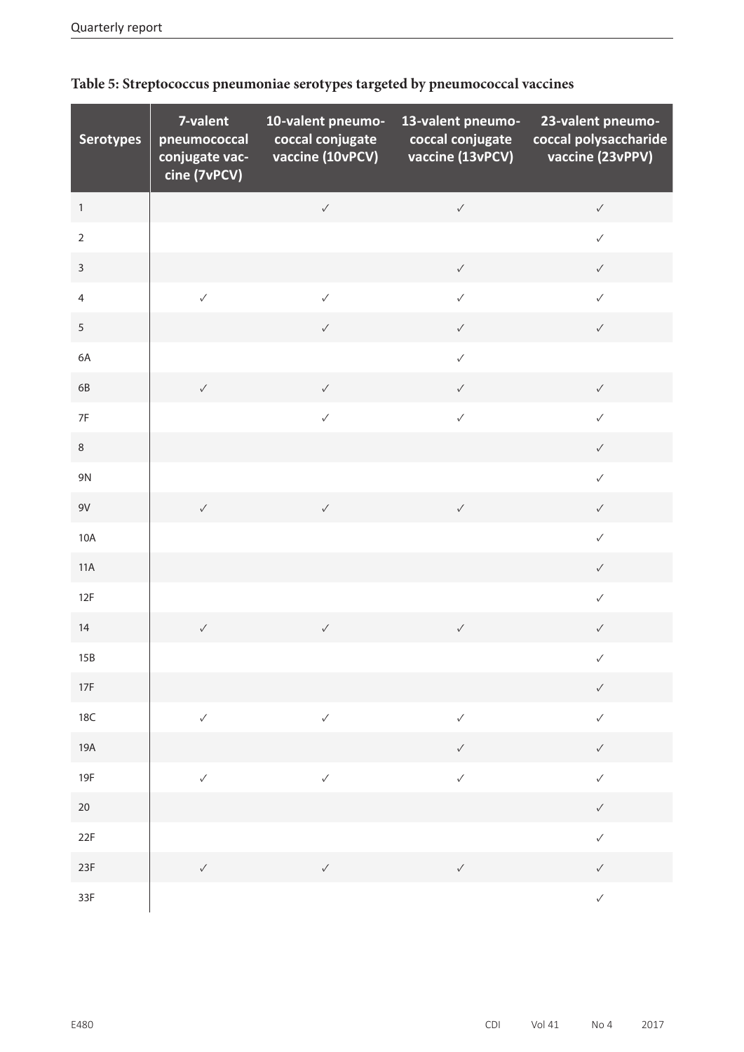**Table 5: Streptococcus pneumoniae serotypes targeted by pneumococcal vaccines**

| Serotypes | 7-valent pneumococcal conjugate vaccine (7vPCV) | 10-valent pneumococcal conjugate vaccine (10vPCV) | 13-valent pneumococcal conjugate vaccine (13vPCV) | 23-valent pneumococcal polysaccharide vaccine (23vPPV) |
|---|---|---|---|---|
| 1 | | ✓ | ✓ | ✓ |
| 2 | | | | ✓ |
| 3 | | | ✓ | ✓ |
| 4 | ✓ | ✓ | ✓ | ✓ |
| 5 | | ✓ | ✓ | ✓ |
| 6A | | | ✓ | |
| 6B | ✓ | ✓ | ✓ | ✓ |
| 7F | | ✓ | ✓ | ✓ |
| 8 | | | | ✓ |
| 9N | | | | ✓ |
| 9V | ✓ | ✓ | ✓ | ✓ |
| 10A | | | | ✓ |
| 11A | | | | ✓ |
| 12F | | | | ✓ |
| 14 | ✓ | ✓ | ✓ | ✓ |
| 15B | | | | ✓ |
| 17F | | | | ✓ |
| 18C | ✓ | ✓ | ✓ | ✓ |
| 19A | | | ✓ | ✓ |
| 19F | ✓ | ✓ | ✓ | ✓ |
| 20 | | | | ✓ |
| 22F | | | | ✓ |
| 23F | ✓ | ✓ | ✓ | ✓ |
| 33F | | | | ✓ |